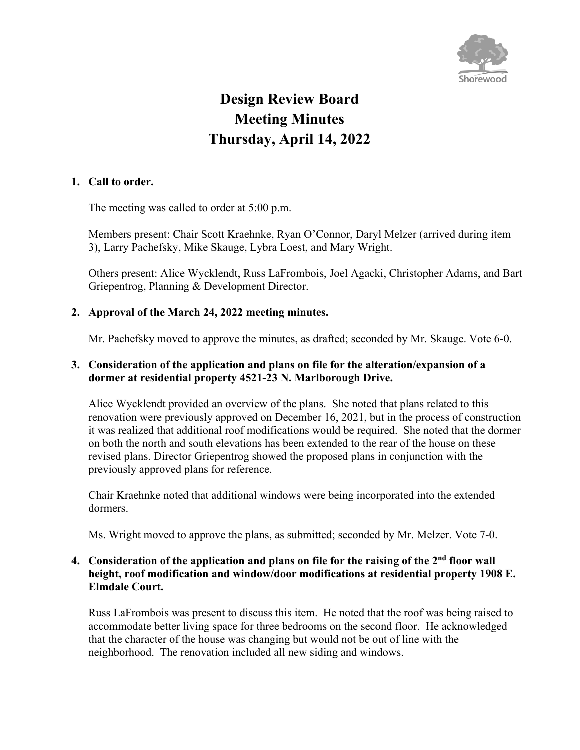# Design Review Board
# Meeting Minutes
# Thursday, April 14, 2022

**1. Call to order.**

The meeting was called to order at 5:00 p.m.

Members present: Chair Scott Kraehnke, Ryan O'Connor, Daryl Melzer (arrived during item 3), Larry Pachefsky, Mike Skauge, Lybra Loest, and Mary Wright.

Others present: Alice Wycklendt, Russ LaFrombois, Joel Agacki, Christopher Adams, and Bart Griepentrog, Planning & Development Director.

**2. Approval of the March 24, 2022 meeting minutes.**

Mr. Pachefsky moved to approve the minutes, as drafted; seconded by Mr. Skauge. Vote 6-0.

**3. Consideration of the application and plans on file for the alteration/expansion of a dormer at residential property 4521-23 N. Marlborough Drive.**

Alice Wycklendt provided an overview of the plans. She noted that plans related to this renovation were previously approved on December 16, 2021, but in the process of construction it was realized that additional roof modifications would be required. She noted that the dormer on both the north and south elevations has been extended to the rear of the house on these revised plans. Director Griepentrog showed the proposed plans in conjunction with the previously approved plans for reference.

Chair Kraehnke noted that additional windows were being incorporated into the extended dormers.

Ms. Wright moved to approve the plans, as submitted; seconded by Mr. Melzer. Vote 7-0.

**4. Consideration of the application and plans on file for the raising of the 2nd floor wall height, roof modification and window/door modifications at residential property 1908 E. Elmdale Court.**

Russ LaFrombois was present to discuss this item. He noted that the roof was being raised to accommodate better living space for three bedrooms on the second floor. He acknowledged that the character of the house was changing but would not be out of line with the neighborhood. The renovation included all new siding and windows.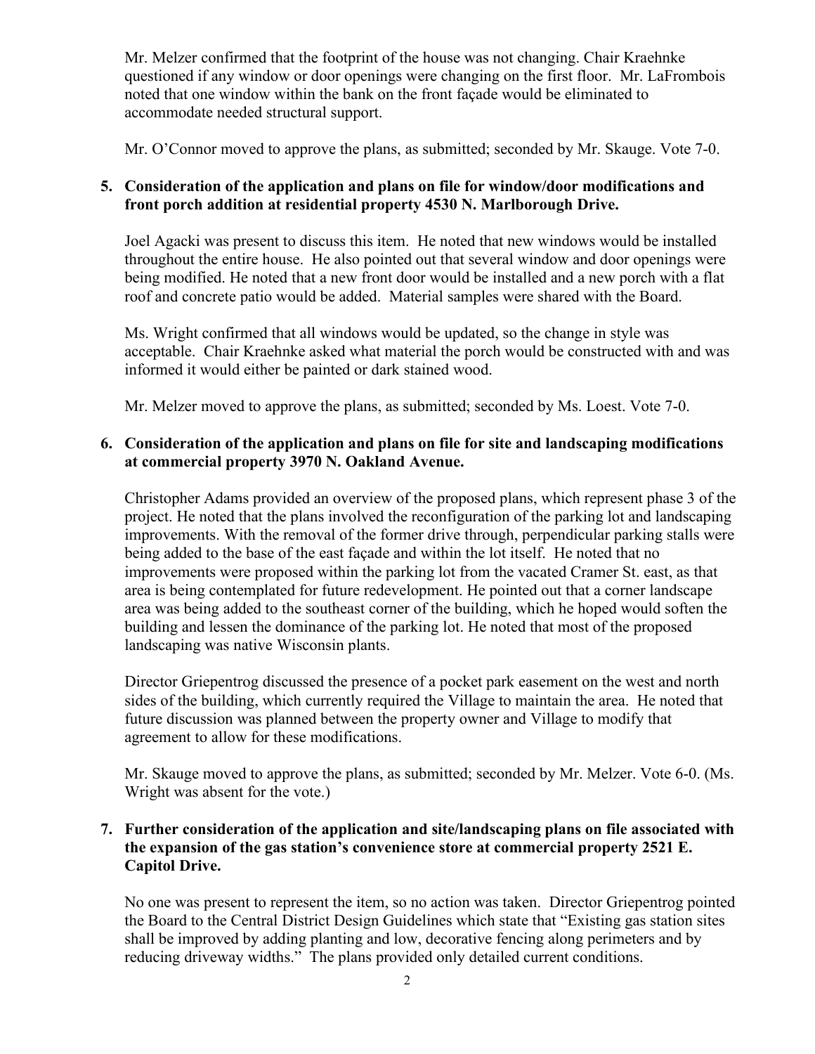Mr. Melzer confirmed that the footprint of the house was not changing. Chair Kraehnke questioned if any window or door openings were changing on the first floor. Mr. LaFrombois noted that one window within the bank on the front façade would be eliminated to accommodate needed structural support.

Mr. O'Connor moved to approve the plans, as submitted; seconded by Mr. Skauge. Vote 7-0.

**5. Consideration of the application and plans on file for window/door modifications and front porch addition at residential property 4530 N. Marlborough Drive.**

Joel Agacki was present to discuss this item. He noted that new windows would be installed throughout the entire house. He also pointed out that several window and door openings were being modified. He noted that a new front door would be installed and a new porch with a flat roof and concrete patio would be added. Material samples were shared with the Board.

Ms. Wright confirmed that all windows would be updated, so the change in style was acceptable. Chair Kraehnke asked what material the porch would be constructed with and was informed it would either be painted or dark stained wood.

Mr. Melzer moved to approve the plans, as submitted; seconded by Ms. Loest. Vote 7-0.

**6. Consideration of the application and plans on file for site and landscaping modifications at commercial property 3970 N. Oakland Avenue.**

Christopher Adams provided an overview of the proposed plans, which represent phase 3 of the project. He noted that the plans involved the reconfiguration of the parking lot and landscaping improvements. With the removal of the former drive through, perpendicular parking stalls were being added to the base of the east façade and within the lot itself. He noted that no improvements were proposed within the parking lot from the vacated Cramer St. east, as that area is being contemplated for future redevelopment. He pointed out that a corner landscape area was being added to the southeast corner of the building, which he hoped would soften the building and lessen the dominance of the parking lot. He noted that most of the proposed landscaping was native Wisconsin plants.

Director Griepentrog discussed the presence of a pocket park easement on the west and north sides of the building, which currently required the Village to maintain the area. He noted that future discussion was planned between the property owner and Village to modify that agreement to allow for these modifications.

Mr. Skauge moved to approve the plans, as submitted; seconded by Mr. Melzer. Vote 6-0. (Ms. Wright was absent for the vote.)

**7. Further consideration of the application and site/landscaping plans on file associated with the expansion of the gas station's convenience store at commercial property 2521 E. Capitol Drive.**

No one was present to represent the item, so no action was taken. Director Griepentrog pointed the Board to the Central District Design Guidelines which state that "Existing gas station sites shall be improved by adding planting and low, decorative fencing along perimeters and by reducing driveway widths." The plans provided only detailed current conditions.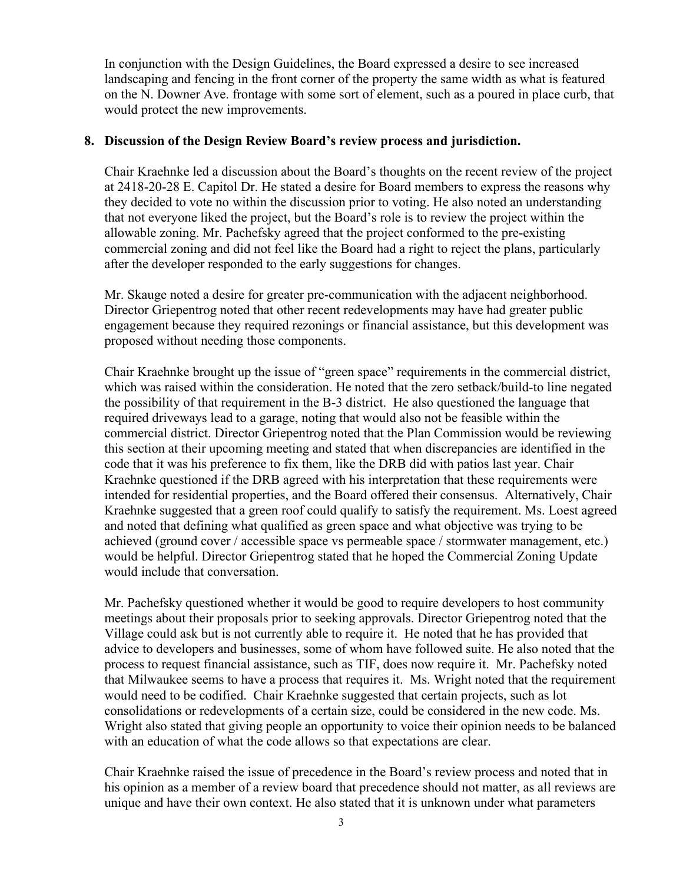In conjunction with the Design Guidelines, the Board expressed a desire to see increased landscaping and fencing in the front corner of the property the same width as what is featured on the N. Downer Ave. frontage with some sort of element, such as a poured in place curb, that would protect the new improvements.

**8. Discussion of the Design Review Board's review process and jurisdiction.**

Chair Kraehnke led a discussion about the Board's thoughts on the recent review of the project at 2418-20-28 E. Capitol Dr. He stated a desire for Board members to express the reasons why they decided to vote no within the discussion prior to voting. He also noted an understanding that not everyone liked the project, but the Board's role is to review the project within the allowable zoning. Mr. Pachefsky agreed that the project conformed to the pre-existing commercial zoning and did not feel like the Board had a right to reject the plans, particularly after the developer responded to the early suggestions for changes.

Mr. Skauge noted a desire for greater pre-communication with the adjacent neighborhood. Director Griepentrog noted that other recent redevelopments may have had greater public engagement because they required rezonings or financial assistance, but this development was proposed without needing those components.

Chair Kraehnke brought up the issue of "green space" requirements in the commercial district, which was raised within the consideration. He noted that the zero setback/build-to line negated the possibility of that requirement in the B-3 district. He also questioned the language that required driveways lead to a garage, noting that would also not be feasible within the commercial district. Director Griepentrog noted that the Plan Commission would be reviewing this section at their upcoming meeting and stated that when discrepancies are identified in the code that it was his preference to fix them, like the DRB did with patios last year. Chair Kraehnke questioned if the DRB agreed with his interpretation that these requirements were intended for residential properties, and the Board offered their consensus. Alternatively, Chair Kraehnke suggested that a green roof could qualify to satisfy the requirement. Ms. Loest agreed and noted that defining what qualified as green space and what objective was trying to be achieved (ground cover / accessible space vs permeable space / stormwater management, etc.) would be helpful. Director Griepentrog stated that he hoped the Commercial Zoning Update would include that conversation.

Mr. Pachefsky questioned whether it would be good to require developers to host community meetings about their proposals prior to seeking approvals. Director Griepentrog noted that the Village could ask but is not currently able to require it. He noted that he has provided that advice to developers and businesses, some of whom have followed suite. He also noted that the process to request financial assistance, such as TIF, does now require it. Mr. Pachefsky noted that Milwaukee seems to have a process that requires it. Ms. Wright noted that the requirement would need to be codified. Chair Kraehnke suggested that certain projects, such as lot consolidations or redevelopments of a certain size, could be considered in the new code. Ms. Wright also stated that giving people an opportunity to voice their opinion needs to be balanced with an education of what the code allows so that expectations are clear.

Chair Kraehnke raised the issue of precedence in the Board's review process and noted that in his opinion as a member of a review board that precedence should not matter, as all reviews are unique and have their own context. He also stated that it is unknown under what parameters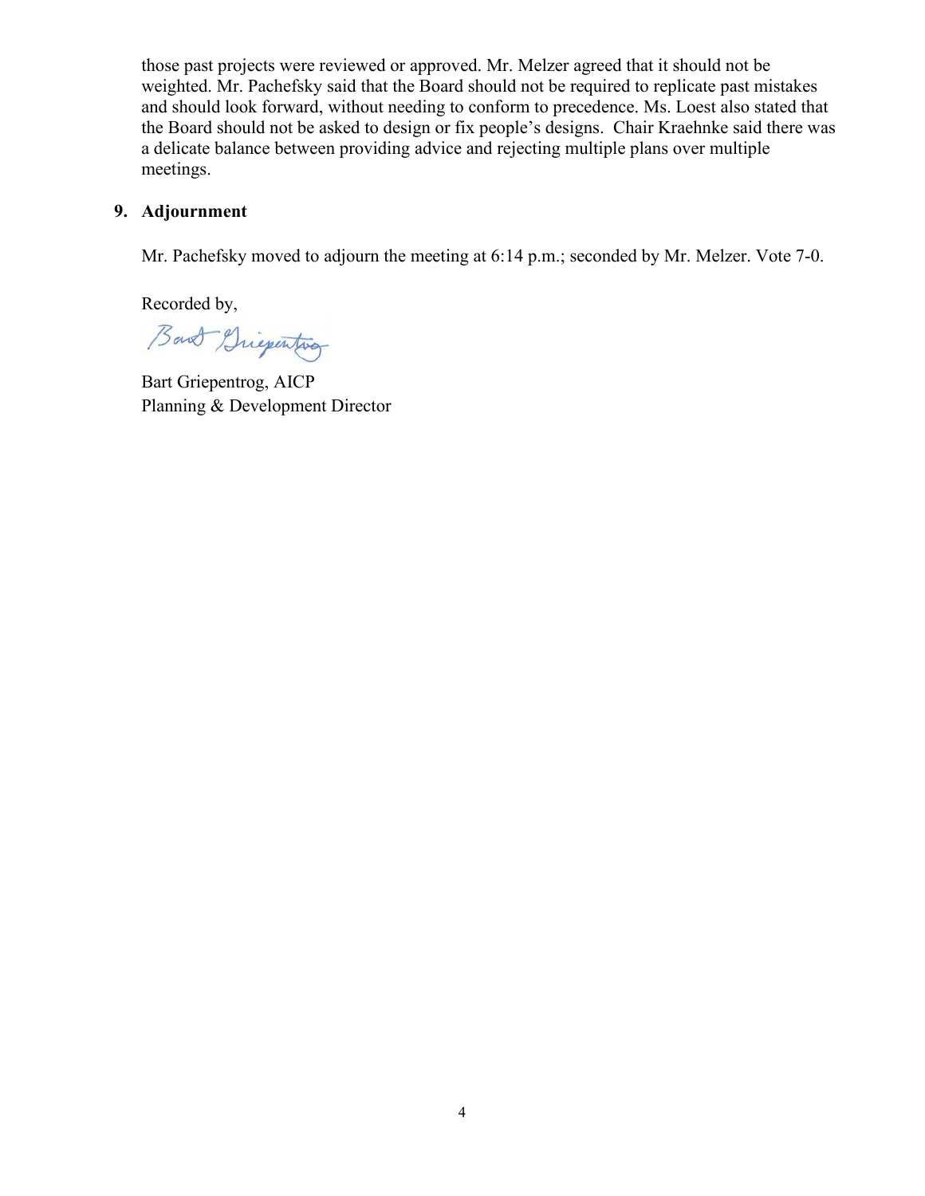those past projects were reviewed or approved. Mr. Melzer agreed that it should not be weighted. Mr. Pachefsky said that the Board should not be required to replicate past mistakes and should look forward, without needing to conform to precedence. Ms. Loest also stated that the Board should not be asked to design or fix people's designs. Chair Kraehnke said there was a delicate balance between providing advice and rejecting multiple plans over multiple meetings.

**9. Adjournment**

Mr. Pachefsky moved to adjourn the meeting at 6:14 p.m.; seconded by Mr. Melzer. Vote 7-0.

Recorded by,

Bart Griepentrog

Bart Griepentrog, AICP
Planning & Development Director